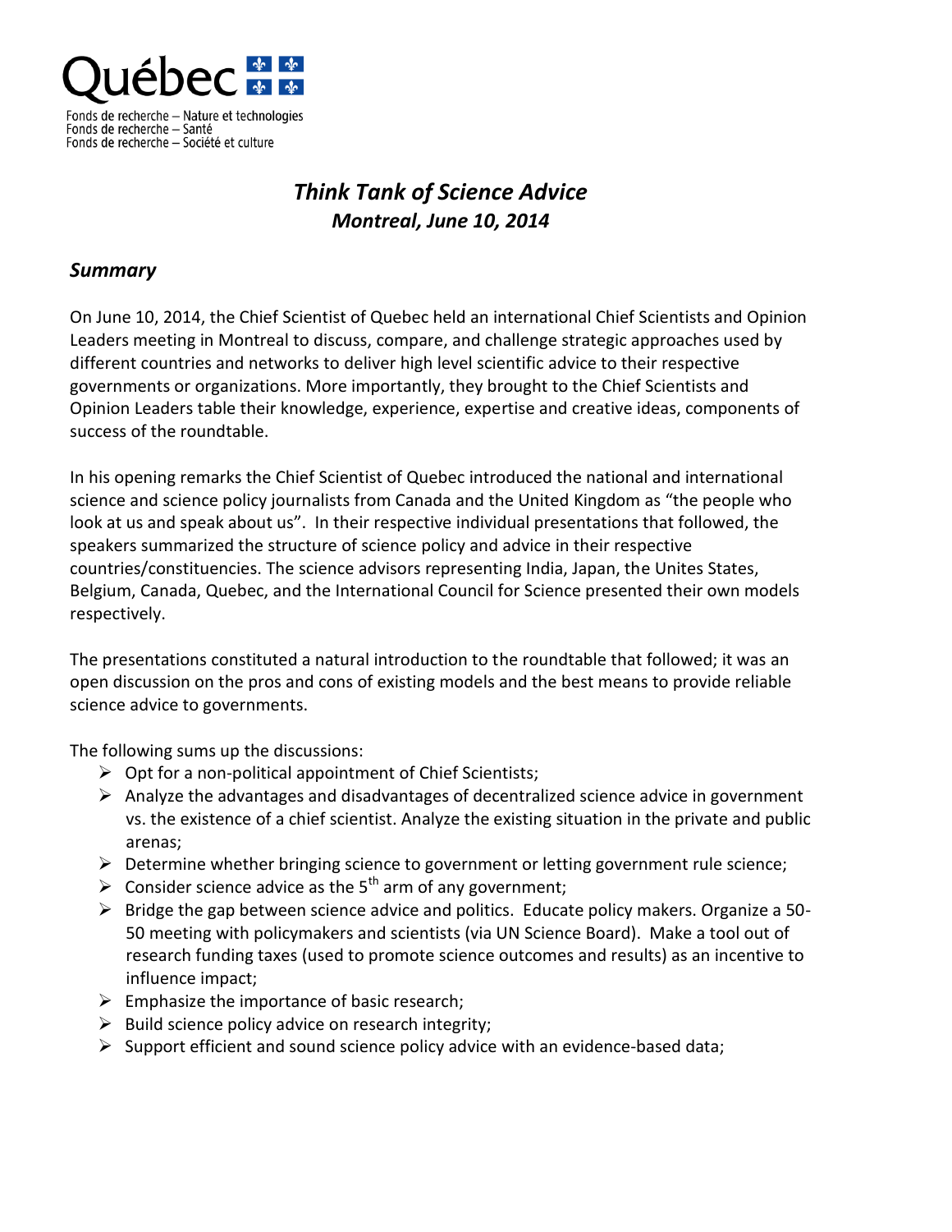Québec

Fonds de recherche – Nature et technologies
Fonds de recherche – Santé
Fonds de recherche – Société et culture

# *Think Tank of Science Advice*
## *Montreal, June 10, 2014*

### *Summary*

On June 10, 2014, the Chief Scientist of Quebec held an international Chief Scientists and Opinion Leaders meeting in Montreal to discuss, compare, and challenge strategic approaches used by different countries and networks to deliver high level scientific advice to their respective governments or organizations. More importantly, they brought to the Chief Scientists and Opinion Leaders table their knowledge, experience, expertise and creative ideas, components of success of the roundtable.

In his opening remarks the Chief Scientist of Quebec introduced the national and international science and science policy journalists from Canada and the United Kingdom as "the people who look at us and speak about us". In their respective individual presentations that followed, the speakers summarized the structure of science policy and advice in their respective countries/constituencies. The science advisors representing India, Japan, the Unites States, Belgium, Canada, Quebec, and the International Council for Science presented their own models respectively.

The presentations constituted a natural introduction to the roundtable that followed; it was an open discussion on the pros and cons of existing models and the best means to provide reliable science advice to governments.

The following sums up the discussions:

- Opt for a non-political appointment of Chief Scientists;
- Analyze the advantages and disadvantages of decentralized science advice in government vs. the existence of a chief scientist. Analyze the existing situation in the private and public arenas;
- Determine whether bringing science to government or letting government rule science;
- Consider science advice as the 5th arm of any government;
- Bridge the gap between science advice and politics. Educate policy makers. Organize a 50-50 meeting with policymakers and scientists (via UN Science Board). Make a tool out of research funding taxes (used to promote science outcomes and results) as an incentive to influence impact;
- Emphasize the importance of basic research;
- Build science policy advice on research integrity;
- Support efficient and sound science policy advice with an evidence-based data;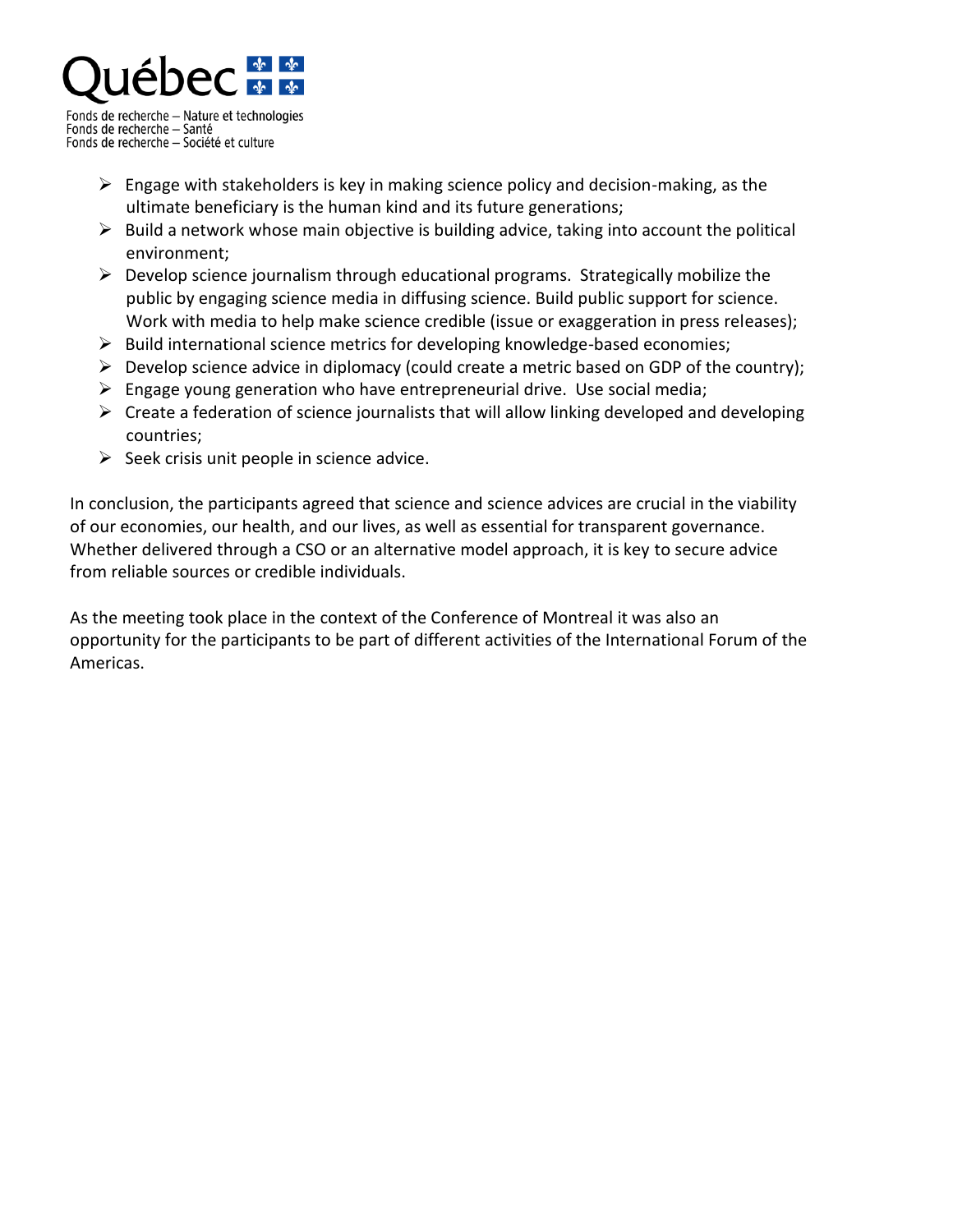- Engage with stakeholders is key in making science policy and decision-making, as the ultimate beneficiary is the human kind and its future generations;
- Build a network whose main objective is building advice, taking into account the political environment;
- Develop science journalism through educational programs. Strategically mobilize the public by engaging science media in diffusing science. Build public support for science. Work with media to help make science credible (issue or exaggeration in press releases);
- Build international science metrics for developing knowledge-based economies;
- Develop science advice in diplomacy (could create a metric based on GDP of the country);
- Engage young generation who have entrepreneurial drive. Use social media;
- Create a federation of science journalists that will allow linking developed and developing countries;
- Seek crisis unit people in science advice.

In conclusion, the participants agreed that science and science advices are crucial in the viability of our economies, our health, and our lives, as well as essential for transparent governance. Whether delivered through a CSO or an alternative model approach, it is key to secure advice from reliable sources or credible individuals.

As the meeting took place in the context of the Conference of Montreal it was also an opportunity for the participants to be part of different activities of the International Forum of the Americas.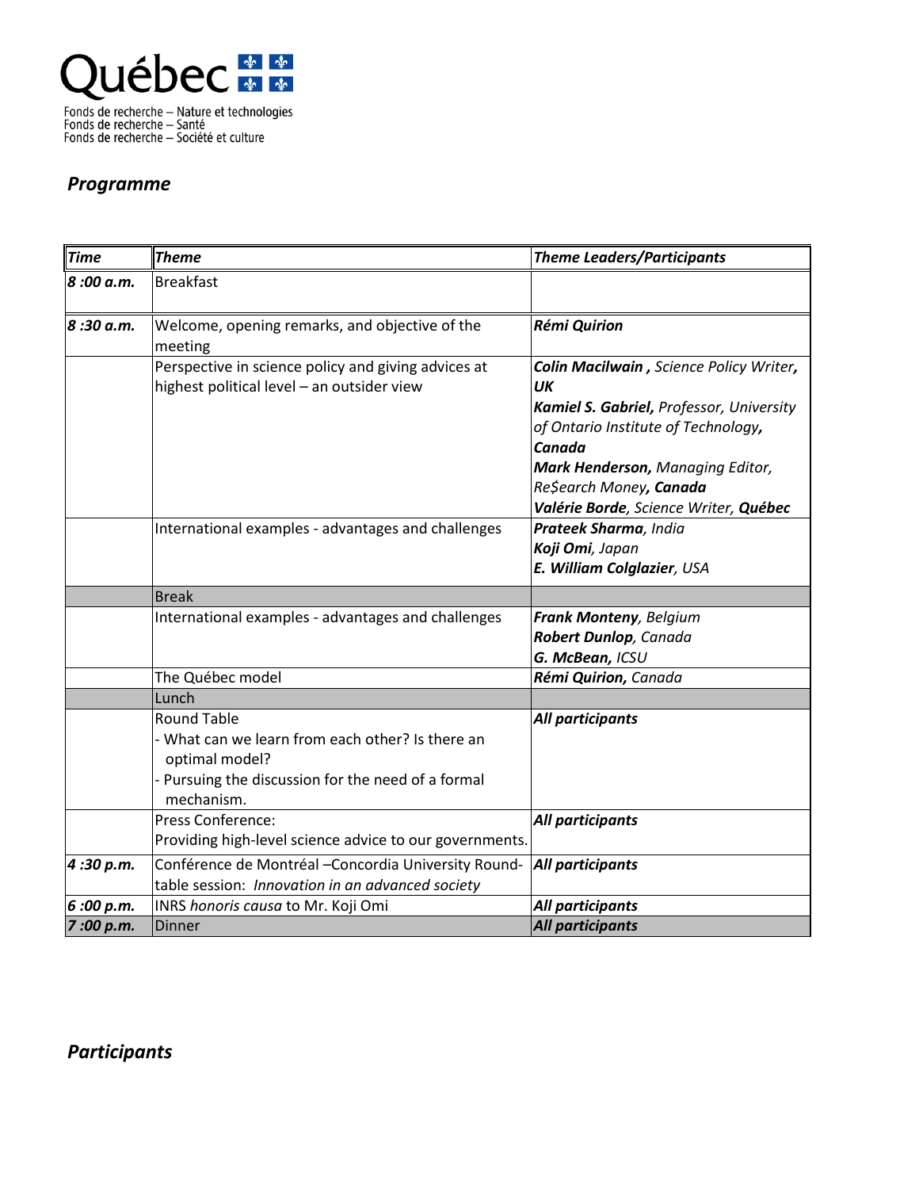Québec

Fonds de recherche – Nature et technologies
Fonds de recherche – Santé
Fonds de recherche – Société et culture

## *Programme*

| *Time* | *Theme* | *Theme Leaders/Participants* |
|---|---|---|
| *8 :00 a.m.* | Breakfast | |
| *8 :30 a.m.* | Welcome, opening remarks, and objective of the meeting | ***Rémi Quirion*** |
| | Perspective in science policy and giving advices at highest political level – an outsider view | ***Colin Macilwain ,*** *Science Policy Writer,* ***UK***<br>***Kamiel S. Gabriel,*** *Professor, University of Ontario Institute of Technology,* ***Canada***<br>***Mark Henderson,*** *Managing Editor, Re$earch Money****, Canada***<br>***Valérie Borde****, Science Writer,* ***Québec*** |
| | International examples - advantages and challenges | ***Prateek Sharma****, India*<br>***Koji Omi****, Japan*<br>***E. William Colglazier****, USA* |
| | Break | |
| | International examples - advantages and challenges | ***Frank Monteny****, Belgium*<br>***Robert Dunlop****, Canada*<br>***G. McBean,*** *ICSU* |
| | The Québec model | ***Rémi Quirion,*** *Canada* |
| | Lunch | |
| | Round Table<br>- What can we learn from each other? Is there an optimal model?<br>- Pursuing the discussion for the need of a formal mechanism. | ***All participants*** |
| | Press Conference:<br>Providing high-level science advice to our governments. | ***All participants*** |
| *4 :30 p.m.* | Conférence de Montréal –Concordia University Round-table session: *Innovation in an advanced society* | ***All participants*** |
| *6 :00 p.m.* | INRS *honoris causa* to Mr. Koji Omi | ***All participants*** |
| *7 :00 p.m.* | Dinner | ***All participants*** |

## *Participants*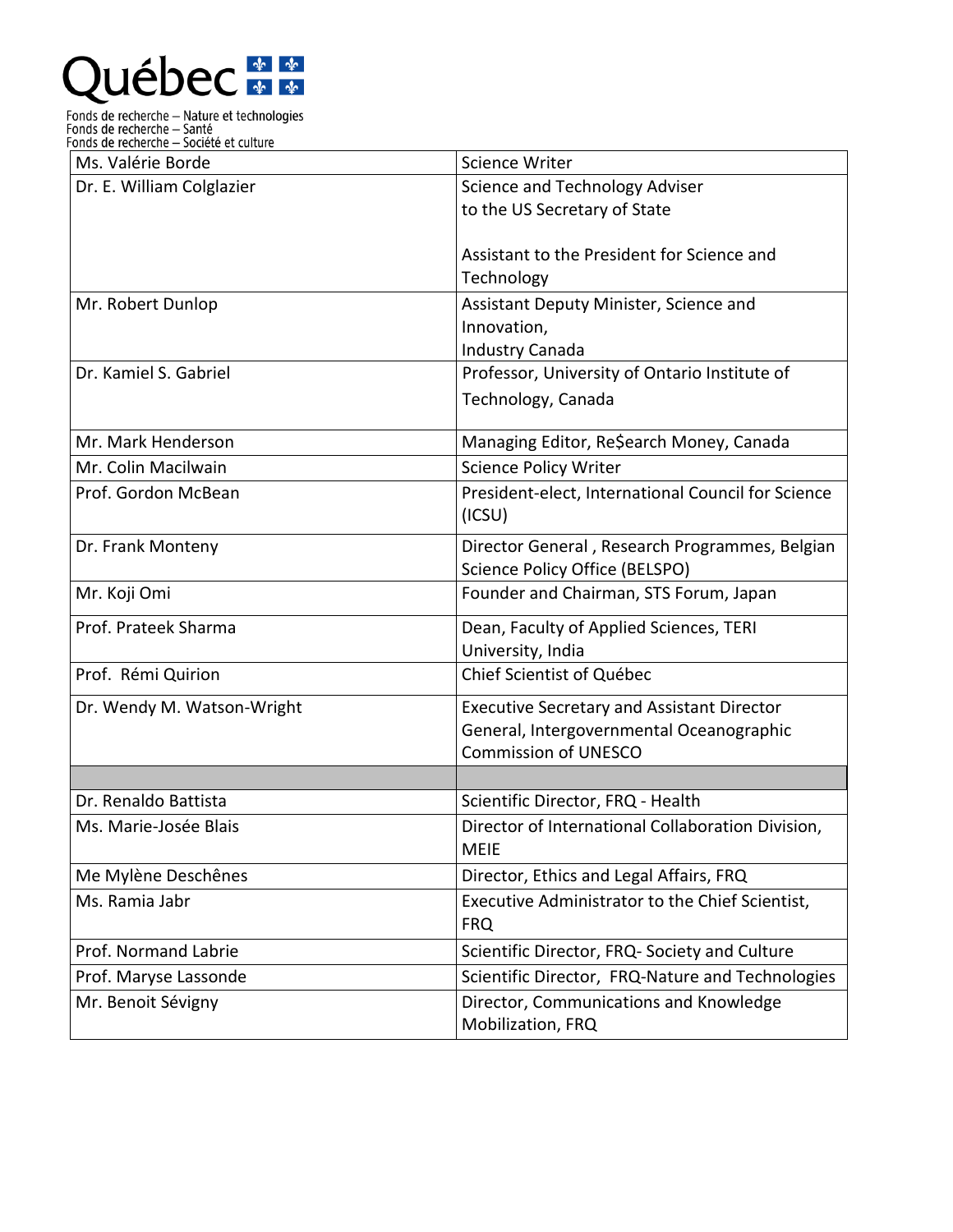Québec

Fonds de recherche – Nature et technologies
Fonds de recherche – Santé
Fonds de recherche – Société et culture

| | |
|---|---|
| Ms. Valérie Borde | Science Writer |
| Dr. E. William Colglazier | Science and Technology Adviser to the US Secretary of State<br><br>Assistant to the President for Science and Technology |
| Mr. Robert Dunlop | Assistant Deputy Minister, Science and Innovation, Industry Canada |
| Dr. Kamiel S. Gabriel | Professor, University of Ontario Institute of Technology, Canada |
| Mr. Mark Henderson | Managing Editor, Re$earch Money, Canada |
| Mr. Colin Macilwain | Science Policy Writer |
| Prof. Gordon McBean | President-elect, International Council for Science (ICSU) |
| Dr. Frank Monteny | Director General , Research Programmes, Belgian Science Policy Office (BELSPO) |
| Mr. Koji Omi | Founder and Chairman, STS Forum, Japan |
| Prof. Prateek Sharma | Dean, Faculty of Applied Sciences, TERI University, India |
| Prof. Rémi Quirion | Chief Scientist of Québec |
| Dr. Wendy M. Watson-Wright | Executive Secretary and Assistant Director General, Intergovernmental Oceanographic Commission of UNESCO |
| | |
| Dr. Renaldo Battista | Scientific Director, FRQ - Health |
| Ms. Marie-Josée Blais | Director of International Collaboration Division, MEIE |
| Me Mylène Deschênes | Director, Ethics and Legal Affairs, FRQ |
| Ms. Ramia Jabr | Executive Administrator to the Chief Scientist, FRQ |
| Prof. Normand Labrie | Scientific Director, FRQ- Society and Culture |
| Prof. Maryse Lassonde | Scientific Director, FRQ-Nature and Technologies |
| Mr. Benoit Sévigny | Director, Communications and Knowledge Mobilization, FRQ |